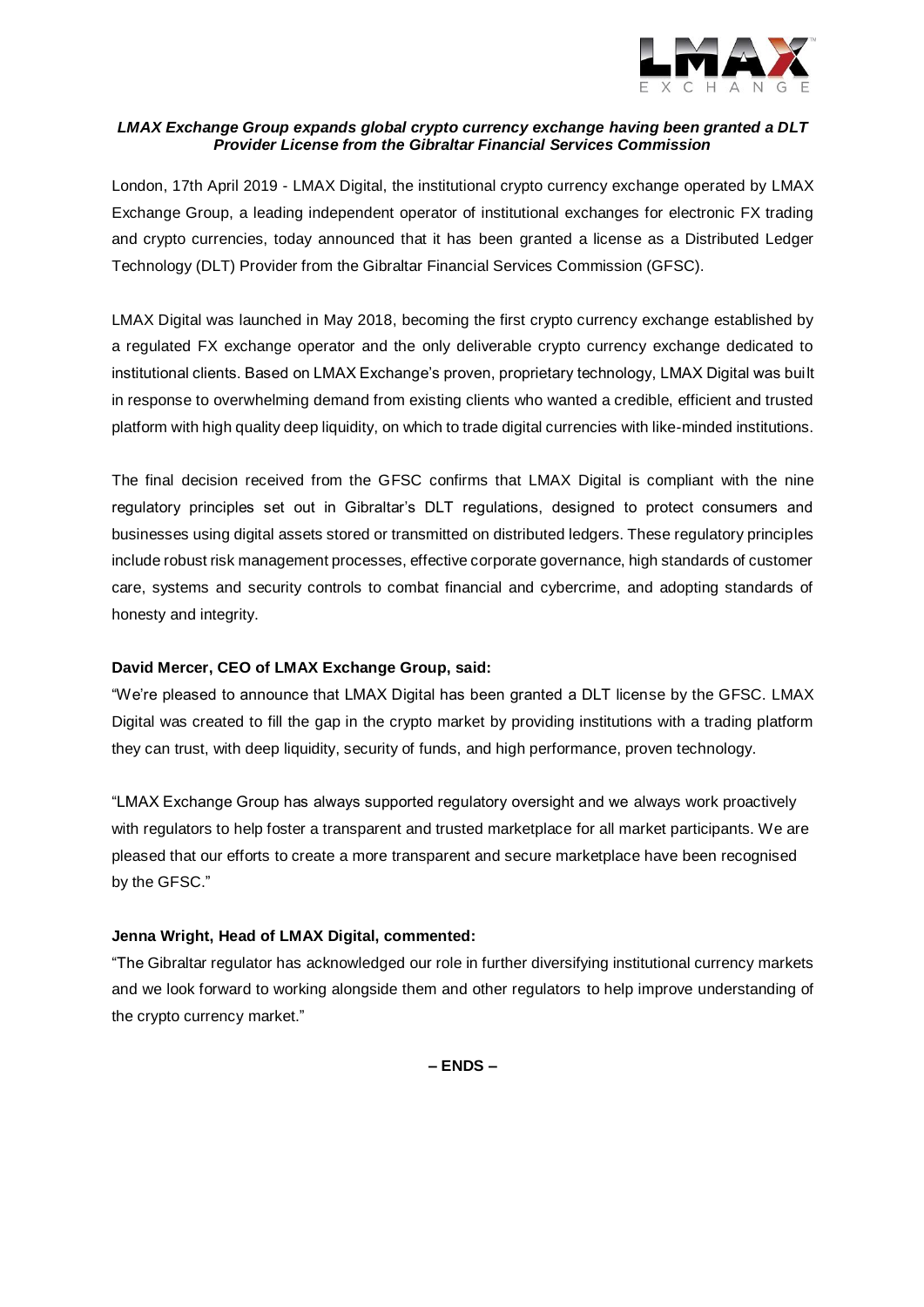***LMAX Exchange Group expands global crypto currency exchange having been granted a DLT Provider License from the Gibraltar Financial Services Commission***

London, 17th April 2019 - LMAX Digital, the institutional crypto currency exchange operated by LMAX Exchange Group, a leading independent operator of institutional exchanges for electronic FX trading and crypto currencies, today announced that it has been granted a license as a Distributed Ledger Technology (DLT) Provider from the Gibraltar Financial Services Commission (GFSC).

LMAX Digital was launched in May 2018, becoming the first crypto currency exchange established by a regulated FX exchange operator and the only deliverable crypto currency exchange dedicated to institutional clients. Based on LMAX Exchange's proven, proprietary technology, LMAX Digital was built in response to overwhelming demand from existing clients who wanted a credible, efficient and trusted platform with high quality deep liquidity, on which to trade digital currencies with like-minded institutions.

The final decision received from the GFSC confirms that LMAX Digital is compliant with the nine regulatory principles set out in Gibraltar's DLT regulations, designed to protect consumers and businesses using digital assets stored or transmitted on distributed ledgers. These regulatory principles include robust risk management processes, effective corporate governance, high standards of customer care, systems and security controls to combat financial and cybercrime, and adopting standards of honesty and integrity.

**David Mercer, CEO of LMAX Exchange Group, said:**

"We're pleased to announce that LMAX Digital has been granted a DLT license by the GFSC. LMAX Digital was created to fill the gap in the crypto market by providing institutions with a trading platform they can trust, with deep liquidity, security of funds, and high performance, proven technology.

"LMAX Exchange Group has always supported regulatory oversight and we always work proactively with regulators to help foster a transparent and trusted marketplace for all market participants. We are pleased that our efforts to create a more transparent and secure marketplace have been recognised by the GFSC."

**Jenna Wright, Head of LMAX Digital, commented:**

"The Gibraltar regulator has acknowledged our role in further diversifying institutional currency markets and we look forward to working alongside them and other regulators to help improve understanding of the crypto currency market."

**– ENDS –**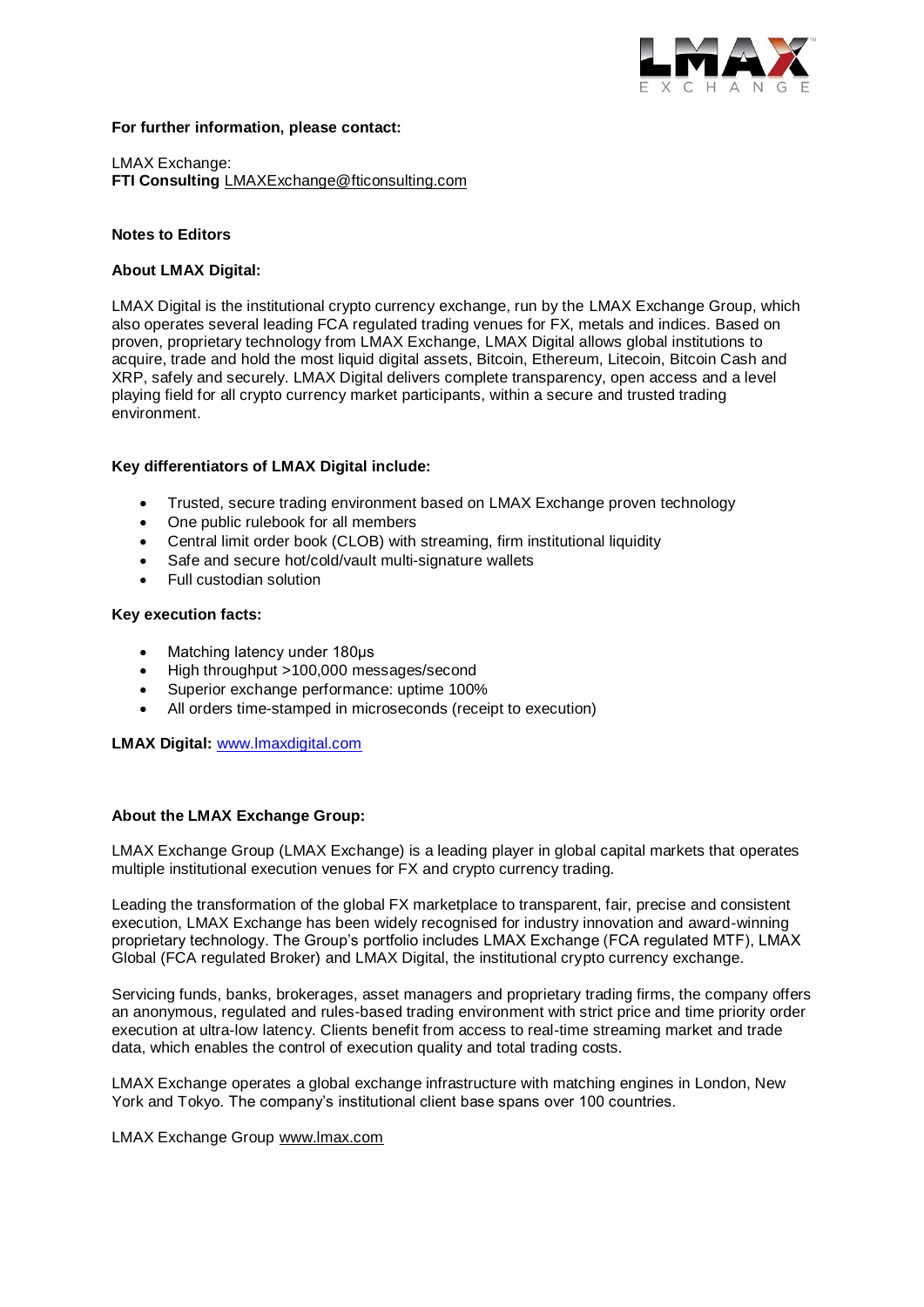**For further information, please contact:**

LMAX Exchange:
**FTI Consulting** LMAXExchange@fticonsulting.com

**Notes to Editors**

**About LMAX Digital:**

LMAX Digital is the institutional crypto currency exchange, run by the LMAX Exchange Group, which also operates several leading FCA regulated trading venues for FX, metals and indices. Based on proven, proprietary technology from LMAX Exchange, LMAX Digital allows global institutions to acquire, trade and hold the most liquid digital assets, Bitcoin, Ethereum, Litecoin, Bitcoin Cash and XRP, safely and securely. LMAX Digital delivers complete transparency, open access and a level playing field for all crypto currency market participants, within a secure and trusted trading environment.

**Key differentiators of LMAX Digital include:**

- Trusted, secure trading environment based on LMAX Exchange proven technology
- One public rulebook for all members
- Central limit order book (CLOB) with streaming, firm institutional liquidity
- Safe and secure hot/cold/vault multi-signature wallets
- Full custodian solution

**Key execution facts:**

- Matching latency under 180μs
- High throughput >100,000 messages/second
- Superior exchange performance: uptime 100%
- All orders time-stamped in microseconds (receipt to execution)

**LMAX Digital:** www.lmaxdigital.com

**About the LMAX Exchange Group:**

LMAX Exchange Group (LMAX Exchange) is a leading player in global capital markets that operates multiple institutional execution venues for FX and crypto currency trading.

Leading the transformation of the global FX marketplace to transparent, fair, precise and consistent execution, LMAX Exchange has been widely recognised for industry innovation and award-winning proprietary technology. The Group's portfolio includes LMAX Exchange (FCA regulated MTF), LMAX Global (FCA regulated Broker) and LMAX Digital, the institutional crypto currency exchange.

Servicing funds, banks, brokerages, asset managers and proprietary trading firms, the company offers an anonymous, regulated and rules-based trading environment with strict price and time priority order execution at ultra-low latency. Clients benefit from access to real-time streaming market and trade data, which enables the control of execution quality and total trading costs.

LMAX Exchange operates a global exchange infrastructure with matching engines in London, New York and Tokyo. The company's institutional client base spans over 100 countries.

LMAX Exchange Group www.lmax.com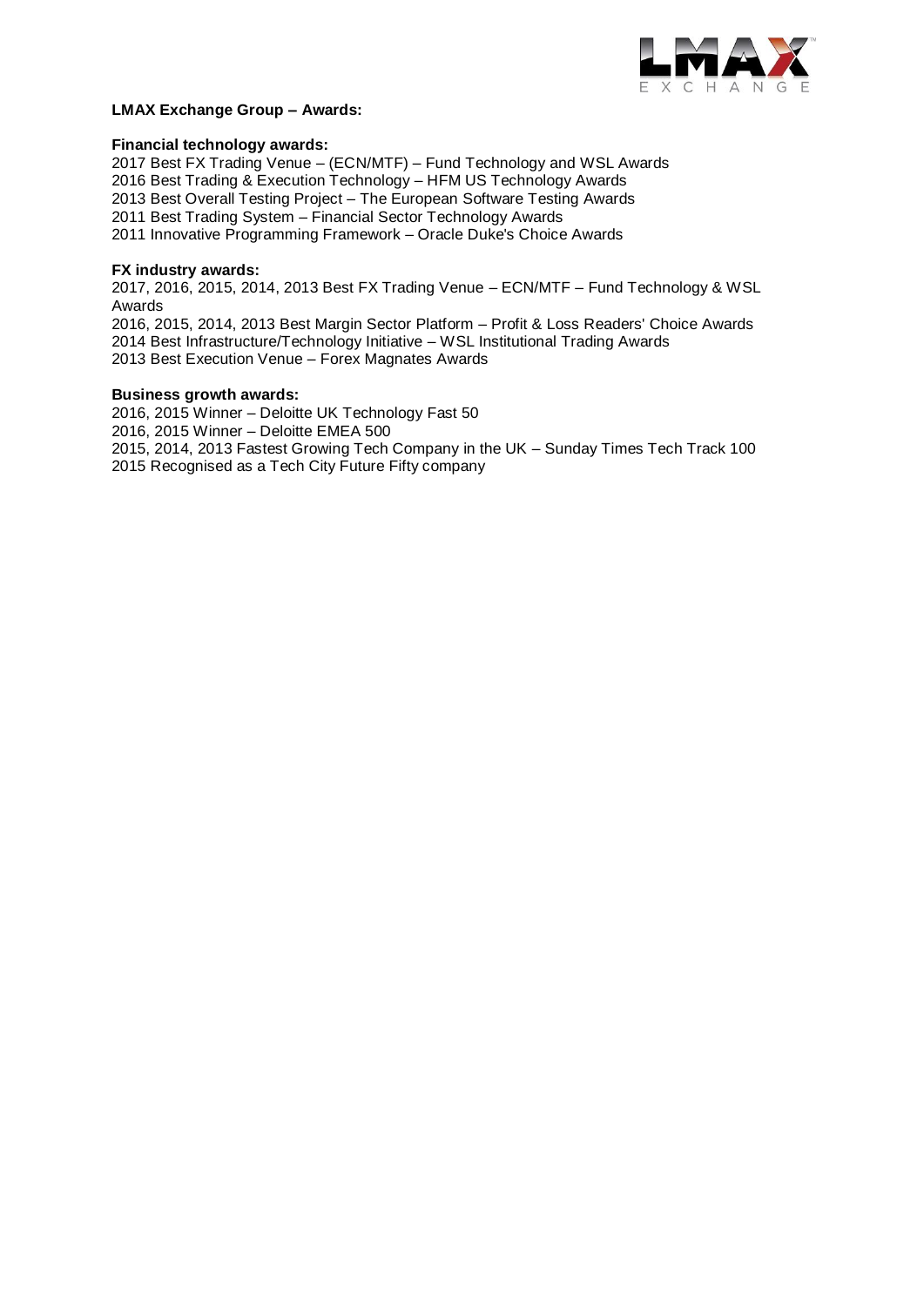**LMAX Exchange Group – Awards:**

**Financial technology awards:**

2017 Best FX Trading Venue – (ECN/MTF) – Fund Technology and WSL Awards
2016 Best Trading & Execution Technology – HFM US Technology Awards
2013 Best Overall Testing Project – The European Software Testing Awards
2011 Best Trading System – Financial Sector Technology Awards
2011 Innovative Programming Framework – Oracle Duke's Choice Awards

**FX industry awards:**

2017, 2016, 2015, 2014, 2013 Best FX Trading Venue – ECN/MTF – Fund Technology & WSL Awards
2016, 2015, 2014, 2013 Best Margin Sector Platform – Profit & Loss Readers' Choice Awards
2014 Best Infrastructure/Technology Initiative – WSL Institutional Trading Awards
2013 Best Execution Venue – Forex Magnates Awards

**Business growth awards:**

2016, 2015 Winner – Deloitte UK Technology Fast 50
2016, 2015 Winner – Deloitte EMEA 500
2015, 2014, 2013 Fastest Growing Tech Company in the UK – Sunday Times Tech Track 100
2015 Recognised as a Tech City Future Fifty company